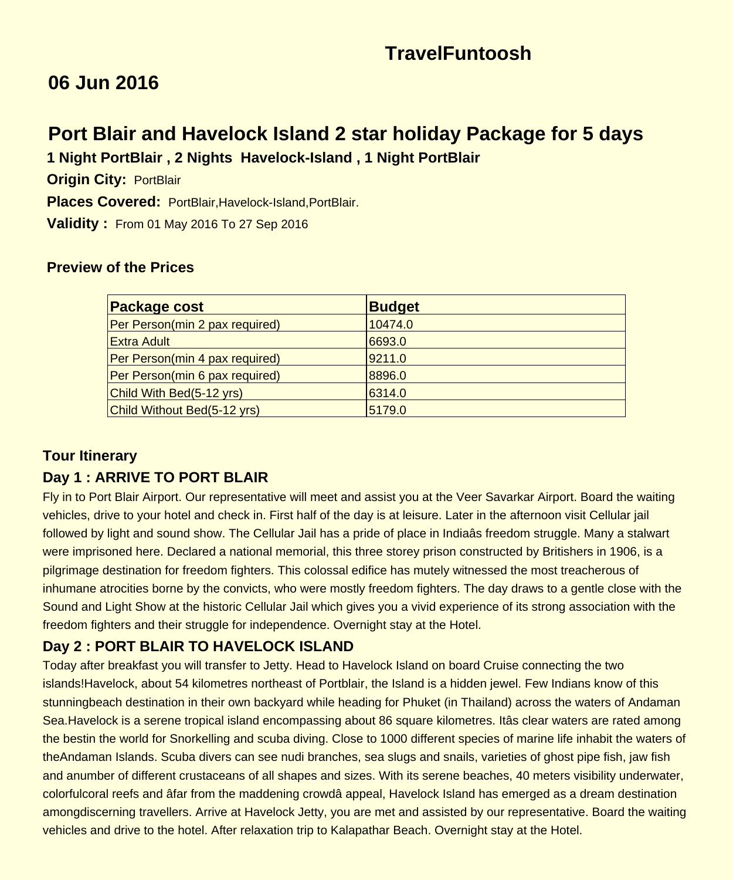# TravelFuntoosh

## 06 Jun 2016

## Port Blair and Havelock Island 2 star holiday Package for 5 days

**1 Night PortBlair , 2 Nights Havelock-Island , 1 Night PortBlair**

**Origin City:** PortBlair

**Places Covered:** PortBlair,Havelock-Island,PortBlair.

**Validity :** From 01 May 2016 To 27 Sep 2016

### Preview of the Prices

| Package cost | Budget |
| --- | --- |
| Per Person(min 2 pax required) | 10474.0 |
| Extra Adult | 6693.0 |
| Per Person(min 4 pax required) | 9211.0 |
| Per Person(min 6 pax required) | 8896.0 |
| Child With Bed(5-12 yrs) | 6314.0 |
| Child Without Bed(5-12 yrs) | 5179.0 |

### Tour Itinerary

### Day 1 : ARRIVE TO PORT BLAIR

Fly in to Port Blair Airport. Our representative will meet and assist you at the Veer Savarkar Airport. Board the waiting vehicles, drive to your hotel and check in. First half of the day is at leisure. Later in the afternoon visit Cellular jail followed by light and sound show. The Cellular Jail has a pride of place in Indiaâs freedom struggle. Many a stalwart were imprisoned here. Declared a national memorial, this three storey prison constructed by Britishers in 1906, is a pilgrimage destination for freedom fighters. This colossal edifice has mutely witnessed the most treacherous of inhumane atrocities borne by the convicts, who were mostly freedom fighters. The day draws to a gentle close with the Sound and Light Show at the historic Cellular Jail which gives you a vivid experience of its strong association with the freedom fighters and their struggle for independence. Overnight stay at the Hotel.

### Day 2 : PORT BLAIR TO HAVELOCK ISLAND

Today after breakfast you will transfer to Jetty. Head to Havelock Island on board Cruise connecting the two islands!Havelock, about 54 kilometres northeast of Portblair, the Island is a hidden jewel. Few Indians know of this stunningbeach destination in their own backyard while heading for Phuket (in Thailand) across the waters of Andaman Sea.Havelock is a serene tropical island encompassing about 86 square kilometres. Itâs clear waters are rated among the bestin the world for Snorkelling and scuba diving. Close to 1000 different species of marine life inhabit the waters of theAndaman Islands. Scuba divers can see nudi branches, sea slugs and snails, varieties of ghost pipe fish, jaw fish and anumber of different crustaceans of all shapes and sizes. With its serene beaches, 40 meters visibility underwater, colorfulcoral reefs and âfar from the maddening crowdâ appeal, Havelock Island has emerged as a dream destination amongdiscerning travellers. Arrive at Havelock Jetty, you are met and assisted by our representative. Board the waiting vehicles and drive to the hotel. After relaxation trip to Kalapathar Beach. Overnight stay at the Hotel.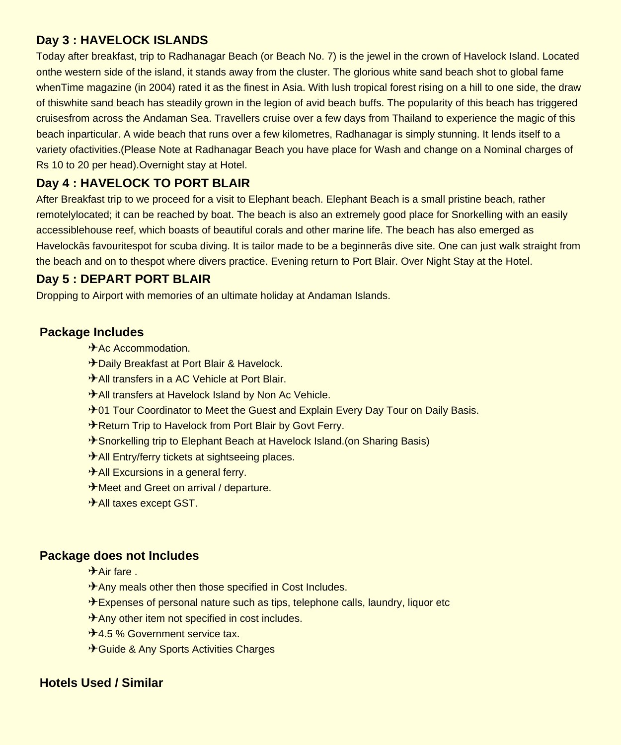### Day 3 : HAVELOCK ISLANDS

Today after breakfast, trip to Radhanagar Beach (or Beach No. 7) is the jewel in the crown of Havelock Island. Located onthe western side of the island, it stands away from the cluster. The glorious white sand beach shot to global fame whenTime magazine (in 2004) rated it as the finest in Asia. With lush tropical forest rising on a hill to one side, the draw of thiswhite sand beach has steadily grown in the legion of avid beach buffs. The popularity of this beach has triggered cruisesfrom across the Andaman Sea. Travellers cruise over a few days from Thailand to experience the magic of this beach inparticular. A wide beach that runs over a few kilometres, Radhanagar is simply stunning. It lends itself to a variety ofactivities.(Please Note at Radhanagar Beach you have place for Wash and change on a Nominal charges of Rs 10 to 20 per head).Overnight stay at Hotel.

### Day 4 : HAVELOCK TO PORT BLAIR

After Breakfast trip to we proceed for a visit to Elephant beach. Elephant Beach is a small pristine beach, rather remotelylocated; it can be reached by boat. The beach is also an extremely good place for Snorkelling with an easily accessiblehouse reef, which boasts of beautiful corals and other marine life. The beach has also emerged as Havelockâs favouritespot for scuba diving. It is tailor made to be a beginnerâs dive site. One can just walk straight from the beach and on to thespot where divers practice. Evening return to Port Blair. Over Night Stay at the Hotel.

### Day 5 : DEPART PORT BLAIR

Dropping to Airport with memories of an ultimate holiday at Andaman Islands.

### Package Includes

- ✈Ac Accommodation.
- ✈Daily Breakfast at Port Blair & Havelock.
- ✈All transfers in a AC Vehicle at Port Blair.
- ✈All transfers at Havelock Island by Non Ac Vehicle.
- ✈01 Tour Coordinator to Meet the Guest and Explain Every Day Tour on Daily Basis.
- ✈Return Trip to Havelock from Port Blair by Govt Ferry.
- ✈Snorkelling trip to Elephant Beach at Havelock Island.(on Sharing Basis)
- ✈All Entry/ferry tickets at sightseeing places.
- ✈All Excursions in a general ferry.
- ✈Meet and Greet on arrival / departure.
- ✈All taxes except GST.

### Package does not Includes

- ✈Air fare .
- ✈Any meals other then those specified in Cost Includes.
- ✈Expenses of personal nature such as tips, telephone calls, laundry, liquor etc
- ✈Any other item not specified in cost includes.
- ✈4.5 % Government service tax.
- ✈Guide & Any Sports Activities Charges

### Hotels Used / Similar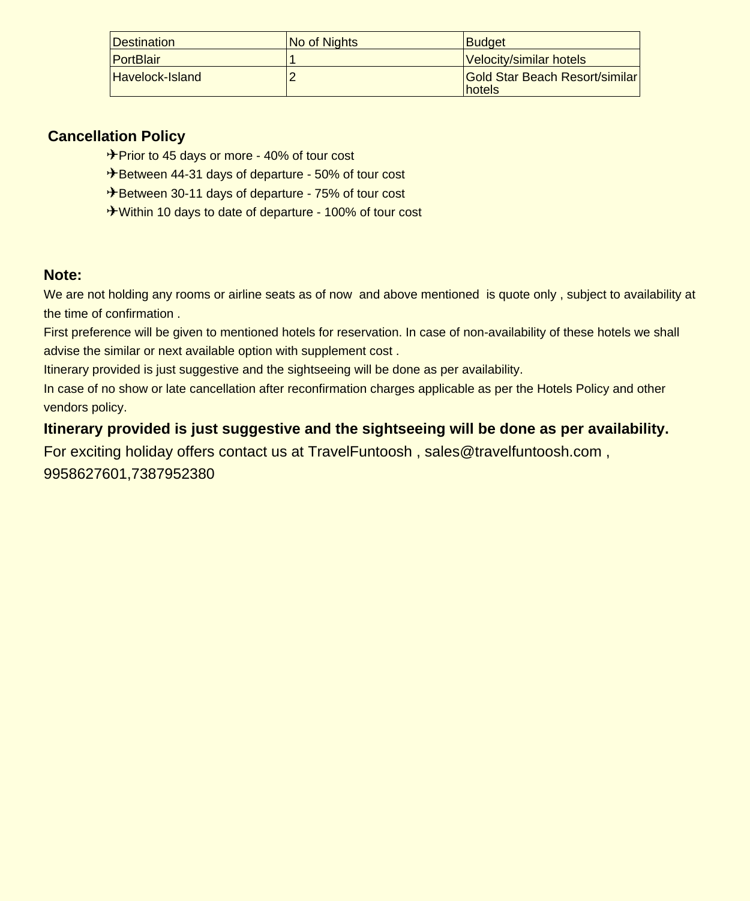| Destination | No of Nights | Budget |
|---|---|---|
| PortBlair | 1 | Velocity/similar hotels |
| Havelock-Island | 2 | Gold Star Beach Resort/similar hotels |

## Cancellation Policy

- ✈Prior to 45 days or more - 40% of tour cost
- ✈Between 44-31 days of departure - 50% of tour cost
- ✈Between 30-11 days of departure - 75% of tour cost
- ✈Within 10 days to date of departure - 100% of tour cost

## Note:

We are not holding any rooms or airline seats as of now and above mentioned is quote only , subject to availability at the time of confirmation .

First preference will be given to mentioned hotels for reservation. In case of non-availability of these hotels we shall advise the similar or next available option with supplement cost .

Itinerary provided is just suggestive and the sightseeing will be done as per availability.

In case of no show or late cancellation after reconfirmation charges applicable as per the Hotels Policy and other vendors policy.

**Itinerary provided is just suggestive and the sightseeing will be done as per availability.**

For exciting holiday offers contact us at TravelFuntoosh , sales@travelfuntoosh.com , 9958627601,7387952380